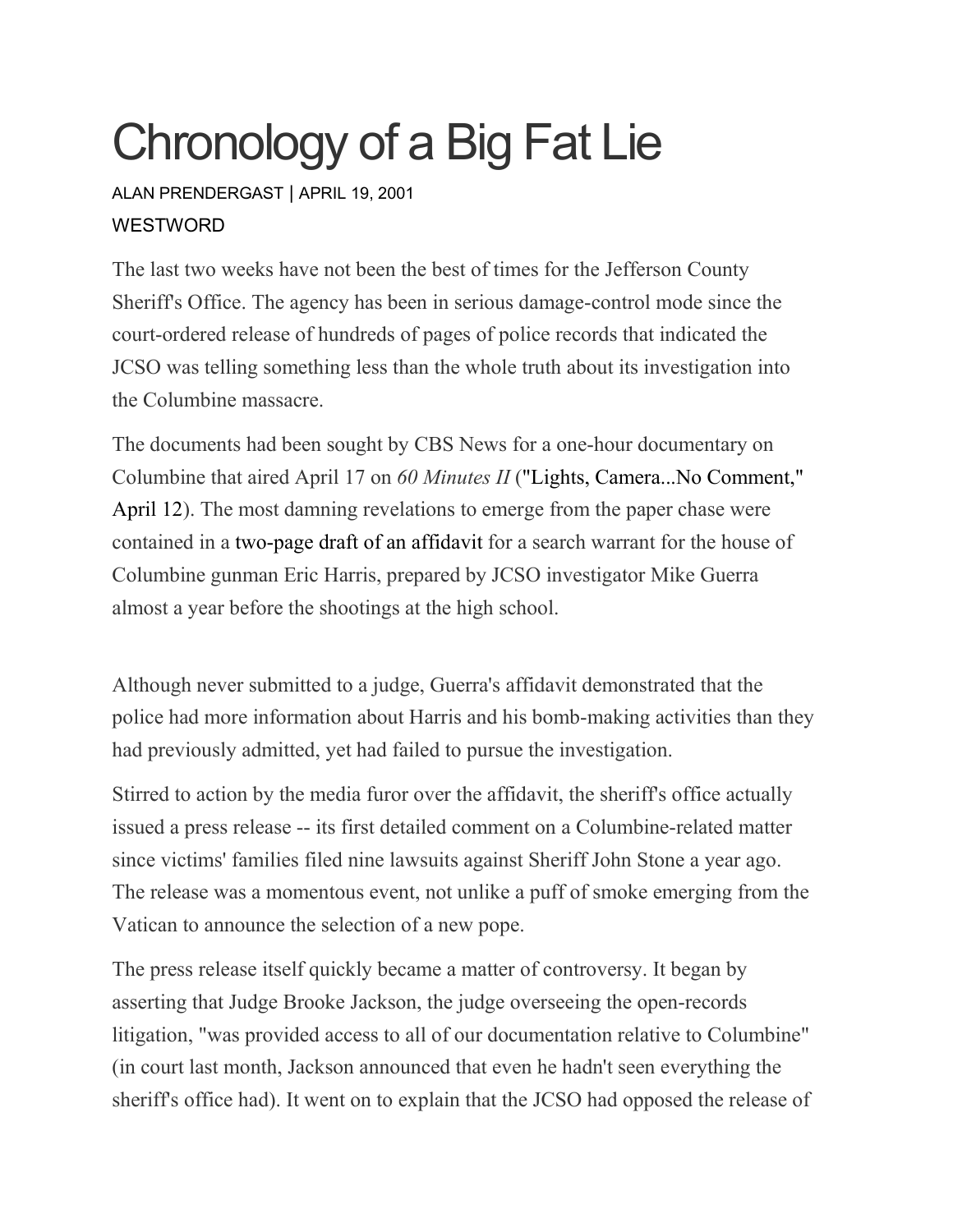# Chronology of a Big Fat Lie

ALAN PRENDERGAST | APRIL 19, 2001

WESTWORD

The last two weeks have not been the best of times for the Jefferson County Sheriff's Office. The agency has been in serious damage-control mode since the court-ordered release of hundreds of pages of police records that indicated the JCSO was telling something less than the whole truth about its investigation into the Columbine massacre.

The documents had been sought by CBS News for a one-hour documentary on Columbine that aired April 17 on *60 Minutes II* ("Lights, Camera...No Comment," April 12). The most damning revelations to emerge from the paper chase were contained in a two-page draft of an affidavit for a search warrant for the house of Columbine gunman Eric Harris, prepared by JCSO investigator Mike Guerra almost a year before the shootings at the high school.

Although never submitted to a judge, Guerra's affidavit demonstrated that the police had more information about Harris and his bomb-making activities than they had previously admitted, yet had failed to pursue the investigation.

Stirred to action by the media furor over the affidavit, the sheriff's office actually issued a press release -- its first detailed comment on a Columbine-related matter since victims' families filed nine lawsuits against Sheriff John Stone a year ago. The release was a momentous event, not unlike a puff of smoke emerging from the Vatican to announce the selection of a new pope.

The press release itself quickly became a matter of controversy. It began by asserting that Judge Brooke Jackson, the judge overseeing the open-records litigation, "was provided access to all of our documentation relative to Columbine" (in court last month, Jackson announced that even he hadn't seen everything the sheriff's office had). It went on to explain that the JCSO had opposed the release of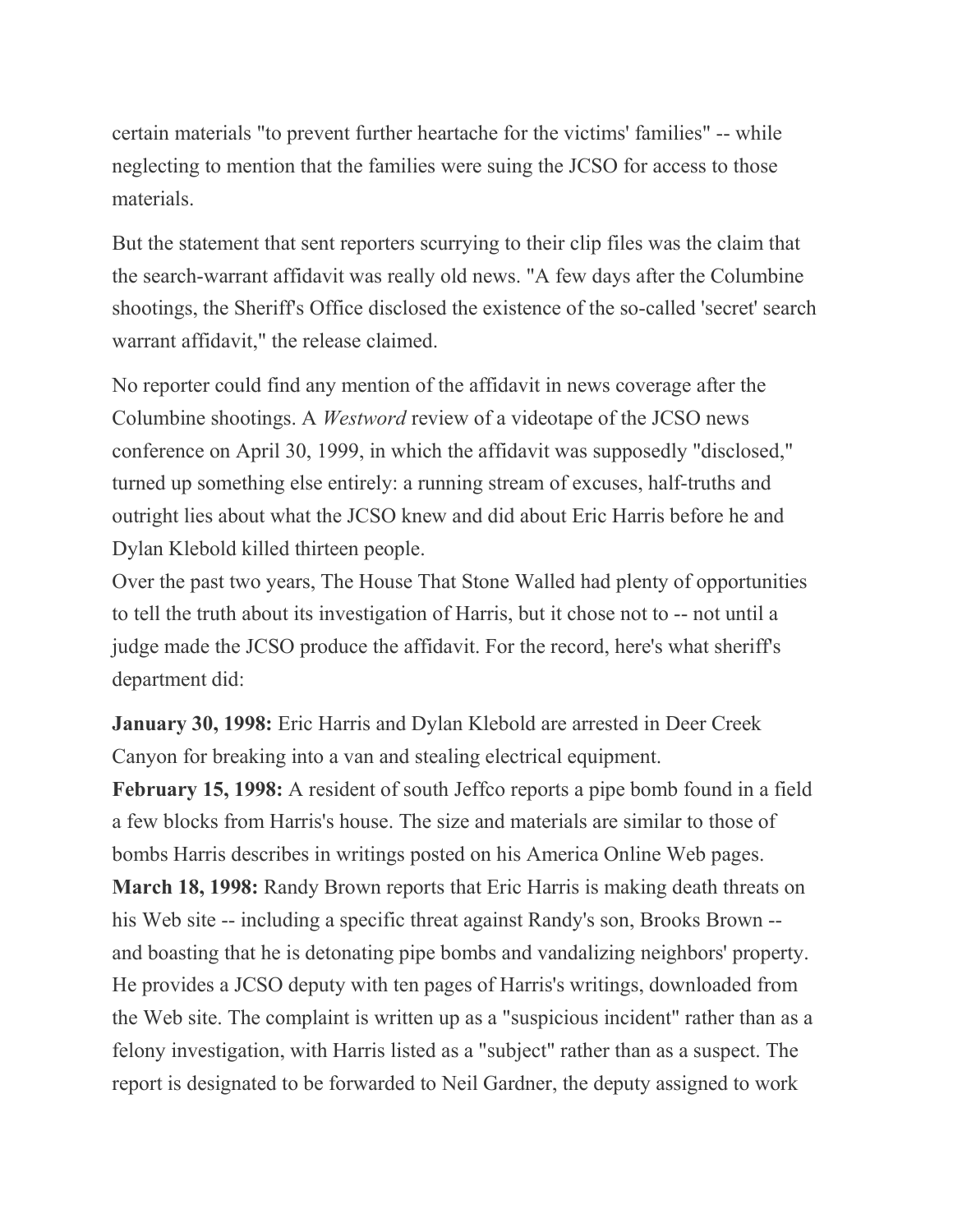certain materials "to prevent further heartache for the victims' families" -- while neglecting to mention that the families were suing the JCSO for access to those materials.

But the statement that sent reporters scurrying to their clip files was the claim that the search-warrant affidavit was really old news. "A few days after the Columbine shootings, the Sheriff's Office disclosed the existence of the so-called 'secret' search warrant affidavit," the release claimed.

No reporter could find any mention of the affidavit in news coverage after the Columbine shootings. A *Westword* review of a videotape of the JCSO news conference on April 30, 1999, in which the affidavit was supposedly "disclosed," turned up something else entirely: a running stream of excuses, half-truths and outright lies about what the JCSO knew and did about Eric Harris before he and Dylan Klebold killed thirteen people.

Over the past two years, The House That Stone Walled had plenty of opportunities to tell the truth about its investigation of Harris, but it chose not to -- not until a judge made the JCSO produce the affidavit. For the record, here's what sheriff's department did:

**January 30, 1998:** Eric Harris and Dylan Klebold are arrested in Deer Creek Canyon for breaking into a van and stealing electrical equipment.

**February 15, 1998:** A resident of south Jeffco reports a pipe bomb found in a field a few blocks from Harris's house. The size and materials are similar to those of bombs Harris describes in writings posted on his America Online Web pages.

**March 18, 1998:** Randy Brown reports that Eric Harris is making death threats on his Web site -- including a specific threat against Randy's son, Brooks Brown -- and boasting that he is detonating pipe bombs and vandalizing neighbors' property. He provides a JCSO deputy with ten pages of Harris's writings, downloaded from the Web site. The complaint is written up as a "suspicious incident" rather than as a felony investigation, with Harris listed as a "subject" rather than as a suspect. The report is designated to be forwarded to Neil Gardner, the deputy assigned to work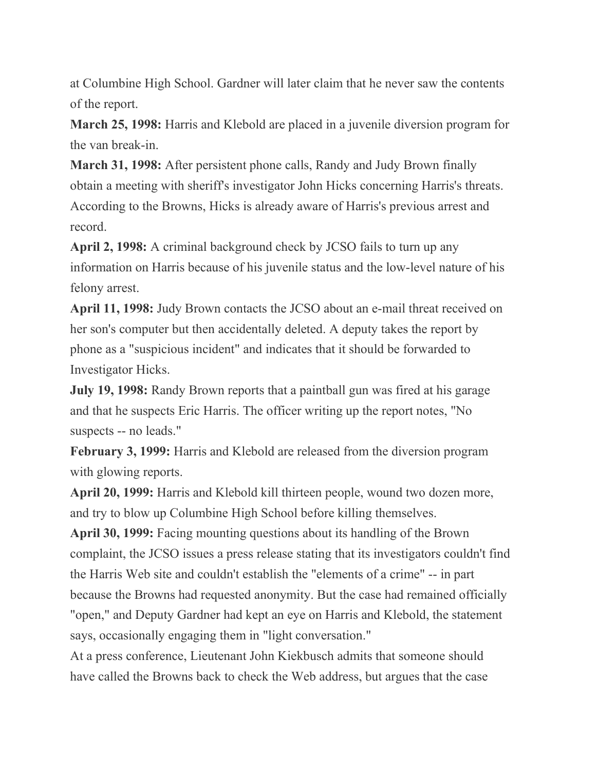at Columbine High School. Gardner will later claim that he never saw the contents of the report.

**March 25, 1998:** Harris and Klebold are placed in a juvenile diversion program for the van break-in.

**March 31, 1998:** After persistent phone calls, Randy and Judy Brown finally obtain a meeting with sheriff's investigator John Hicks concerning Harris's threats. According to the Browns, Hicks is already aware of Harris's previous arrest and record.

**April 2, 1998:** A criminal background check by JCSO fails to turn up any information on Harris because of his juvenile status and the low-level nature of his felony arrest.

**April 11, 1998:** Judy Brown contacts the JCSO about an e-mail threat received on her son's computer but then accidentally deleted. A deputy takes the report by phone as a "suspicious incident" and indicates that it should be forwarded to Investigator Hicks.

**July 19, 1998:** Randy Brown reports that a paintball gun was fired at his garage and that he suspects Eric Harris. The officer writing up the report notes, "No suspects -- no leads."

**February 3, 1999:** Harris and Klebold are released from the diversion program with glowing reports.

**April 20, 1999:** Harris and Klebold kill thirteen people, wound two dozen more, and try to blow up Columbine High School before killing themselves.

**April 30, 1999:** Facing mounting questions about its handling of the Brown complaint, the JCSO issues a press release stating that its investigators couldn't find the Harris Web site and couldn't establish the "elements of a crime" -- in part because the Browns had requested anonymity. But the case had remained officially "open," and Deputy Gardner had kept an eye on Harris and Klebold, the statement says, occasionally engaging them in "light conversation."

At a press conference, Lieutenant John Kiekbusch admits that someone should have called the Browns back to check the Web address, but argues that the case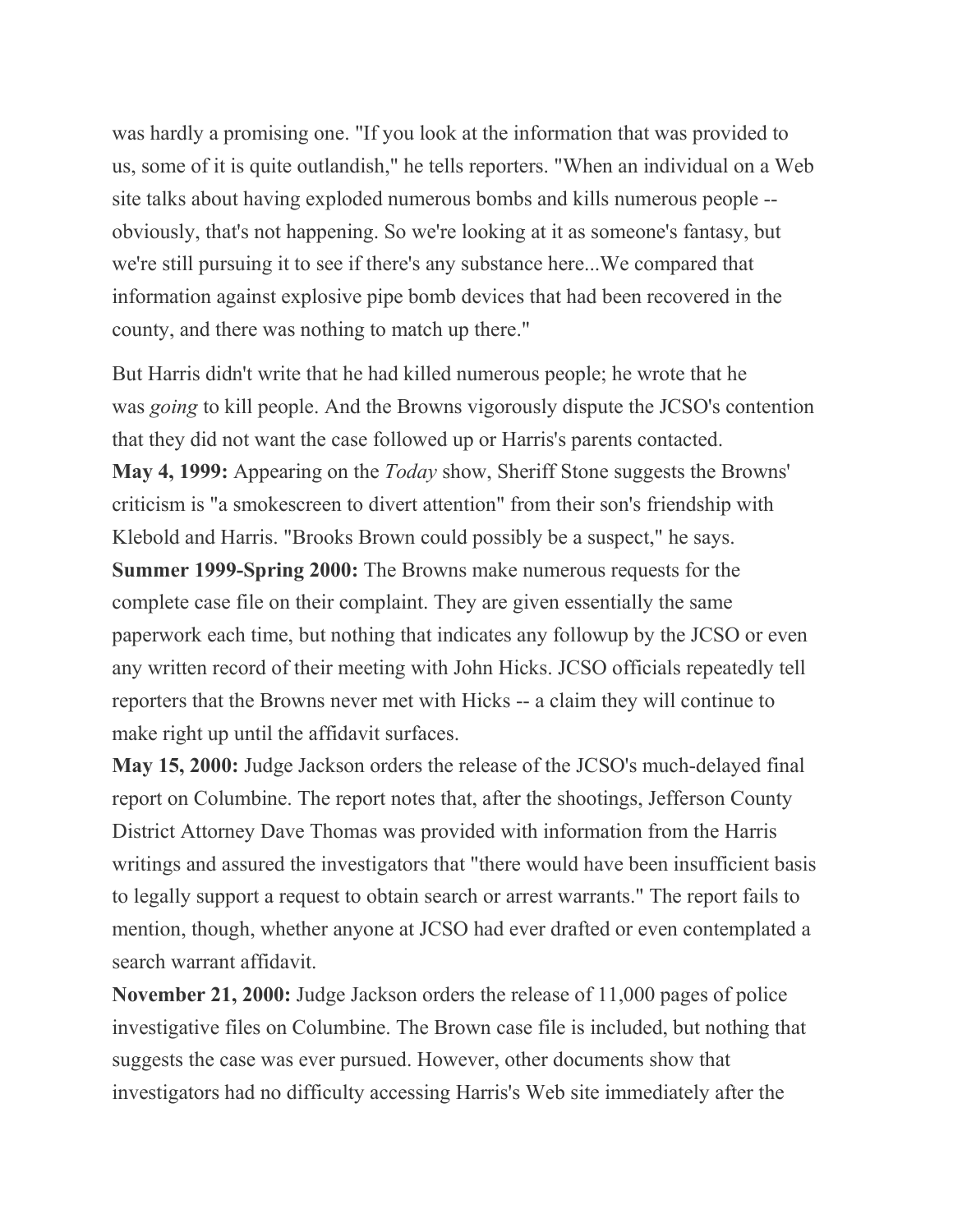was hardly a promising one. "If you look at the information that was provided to us, some of it is quite outlandish," he tells reporters. "When an individual on a Web site talks about having exploded numerous bombs and kills numerous people -- obviously, that's not happening. So we're looking at it as someone's fantasy, but we're still pursuing it to see if there's any substance here...We compared that information against explosive pipe bomb devices that had been recovered in the county, and there was nothing to match up there."

But Harris didn't write that he had killed numerous people; he wrote that he was *going* to kill people. And the Browns vigorously dispute the JCSO's contention that they did not want the case followed up or Harris's parents contacted.

**May 4, 1999:** Appearing on the *Today* show, Sheriff Stone suggests the Browns' criticism is "a smokescreen to divert attention" from their son's friendship with Klebold and Harris. "Brooks Brown could possibly be a suspect," he says.

**Summer 1999-Spring 2000:** The Browns make numerous requests for the complete case file on their complaint. They are given essentially the same paperwork each time, but nothing that indicates any followup by the JCSO or even any written record of their meeting with John Hicks. JCSO officials repeatedly tell reporters that the Browns never met with Hicks -- a claim they will continue to make right up until the affidavit surfaces.

**May 15, 2000:** Judge Jackson orders the release of the JCSO's much-delayed final report on Columbine. The report notes that, after the shootings, Jefferson County District Attorney Dave Thomas was provided with information from the Harris writings and assured the investigators that "there would have been insufficient basis to legally support a request to obtain search or arrest warrants." The report fails to mention, though, whether anyone at JCSO had ever drafted or even contemplated a search warrant affidavit.

**November 21, 2000:** Judge Jackson orders the release of 11,000 pages of police investigative files on Columbine. The Brown case file is included, but nothing that suggests the case was ever pursued. However, other documents show that investigators had no difficulty accessing Harris's Web site immediately after the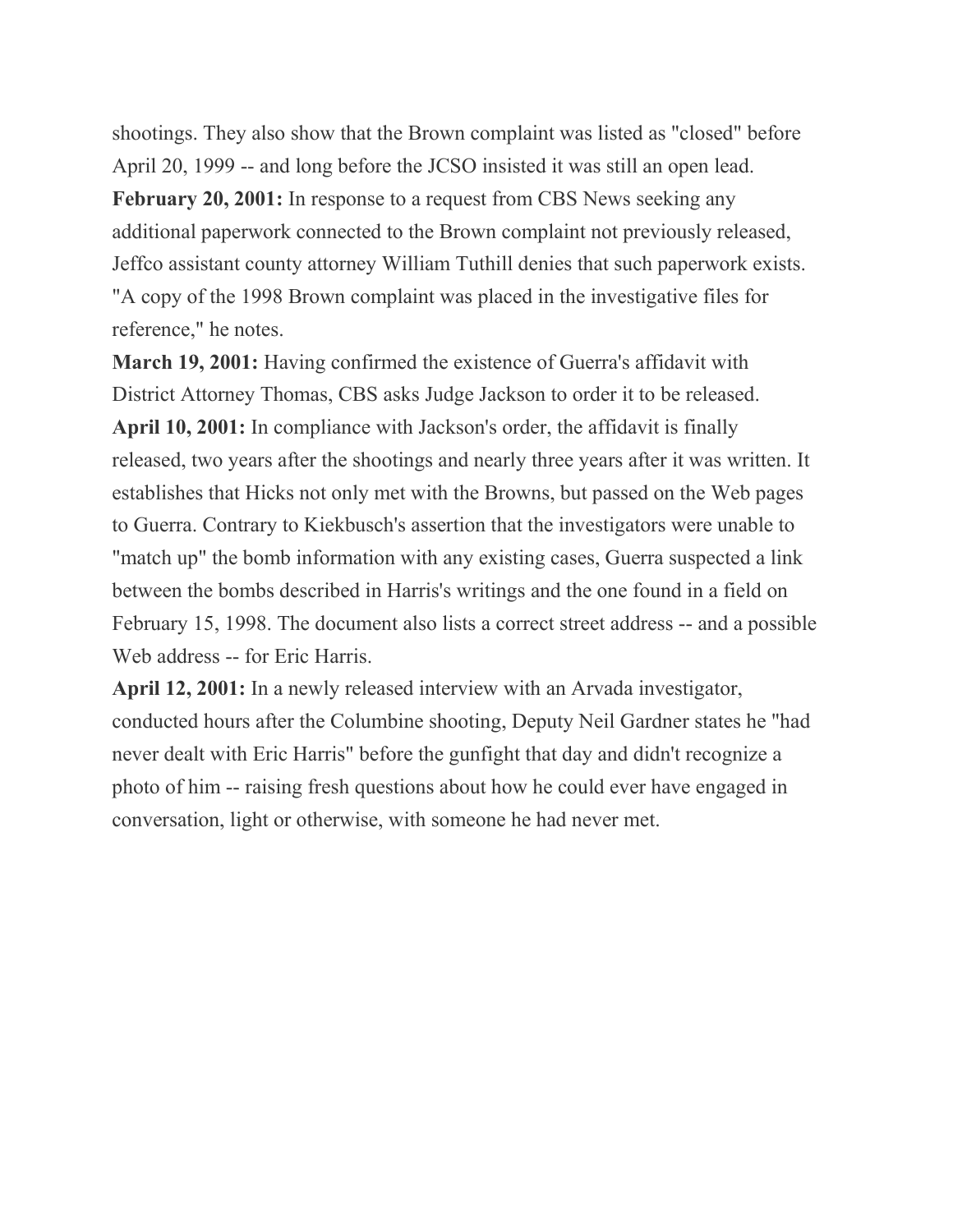shootings. They also show that the Brown complaint was listed as "closed" before April 20, 1999 -- and long before the JCSO insisted it was still an open lead.

**February 20, 2001:** In response to a request from CBS News seeking any additional paperwork connected to the Brown complaint not previously released, Jeffco assistant county attorney William Tuthill denies that such paperwork exists. "A copy of the 1998 Brown complaint was placed in the investigative files for reference," he notes.

**March 19, 2001:** Having confirmed the existence of Guerra's affidavit with District Attorney Thomas, CBS asks Judge Jackson to order it to be released.

**April 10, 2001:** In compliance with Jackson's order, the affidavit is finally released, two years after the shootings and nearly three years after it was written. It establishes that Hicks not only met with the Browns, but passed on the Web pages to Guerra. Contrary to Kiekbusch's assertion that the investigators were unable to "match up" the bomb information with any existing cases, Guerra suspected a link between the bombs described in Harris's writings and the one found in a field on February 15, 1998. The document also lists a correct street address -- and a possible Web address -- for Eric Harris.

**April 12, 2001:** In a newly released interview with an Arvada investigator, conducted hours after the Columbine shooting, Deputy Neil Gardner states he "had never dealt with Eric Harris" before the gunfight that day and didn't recognize a photo of him -- raising fresh questions about how he could ever have engaged in conversation, light or otherwise, with someone he had never met.